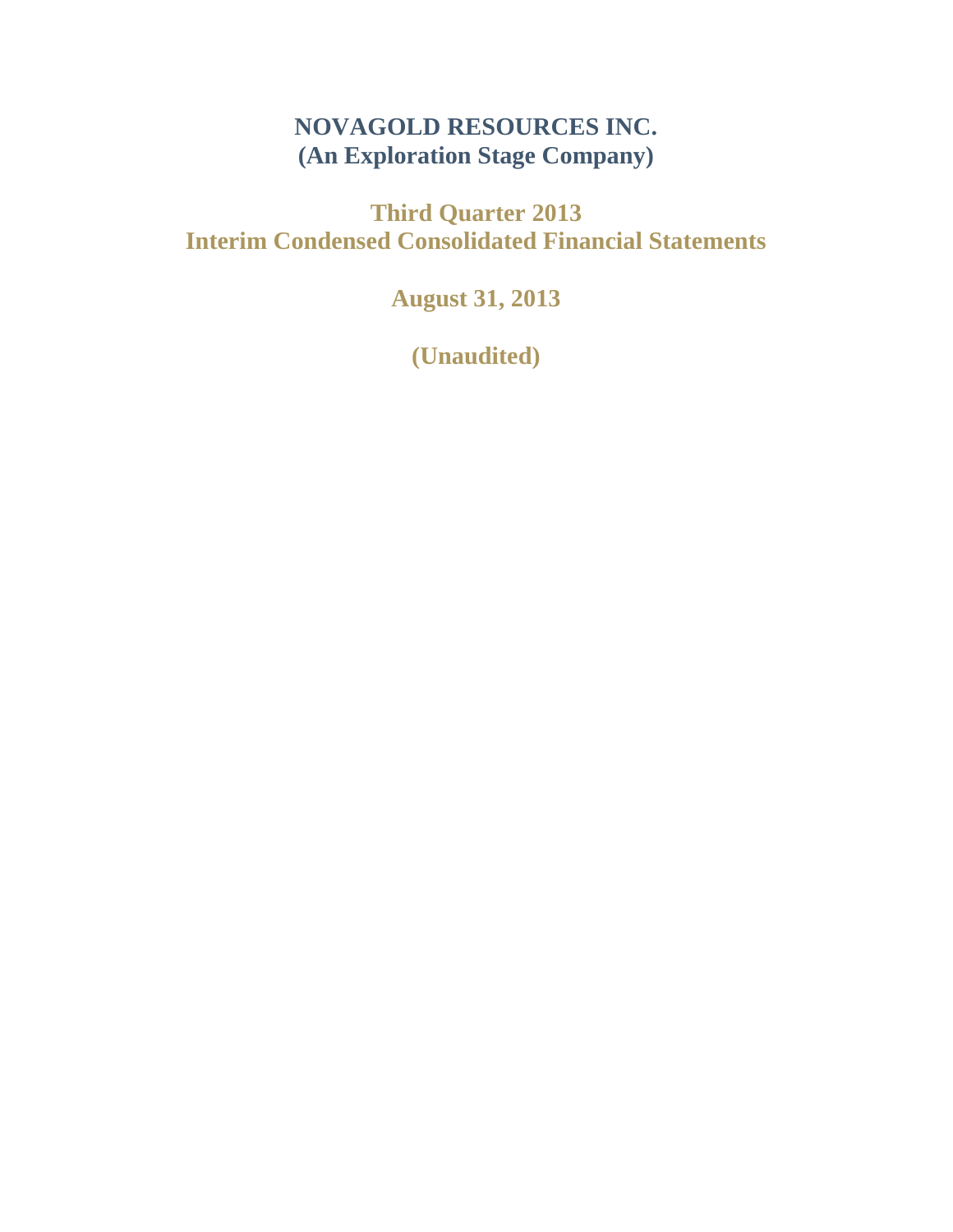# NOVAGOLD RESOURCES INC.
## (An Exploration Stage Company)

## Third Quarter 2013
## Interim Condensed Consolidated Financial Statements

## August 31, 2013

## (Unaudited)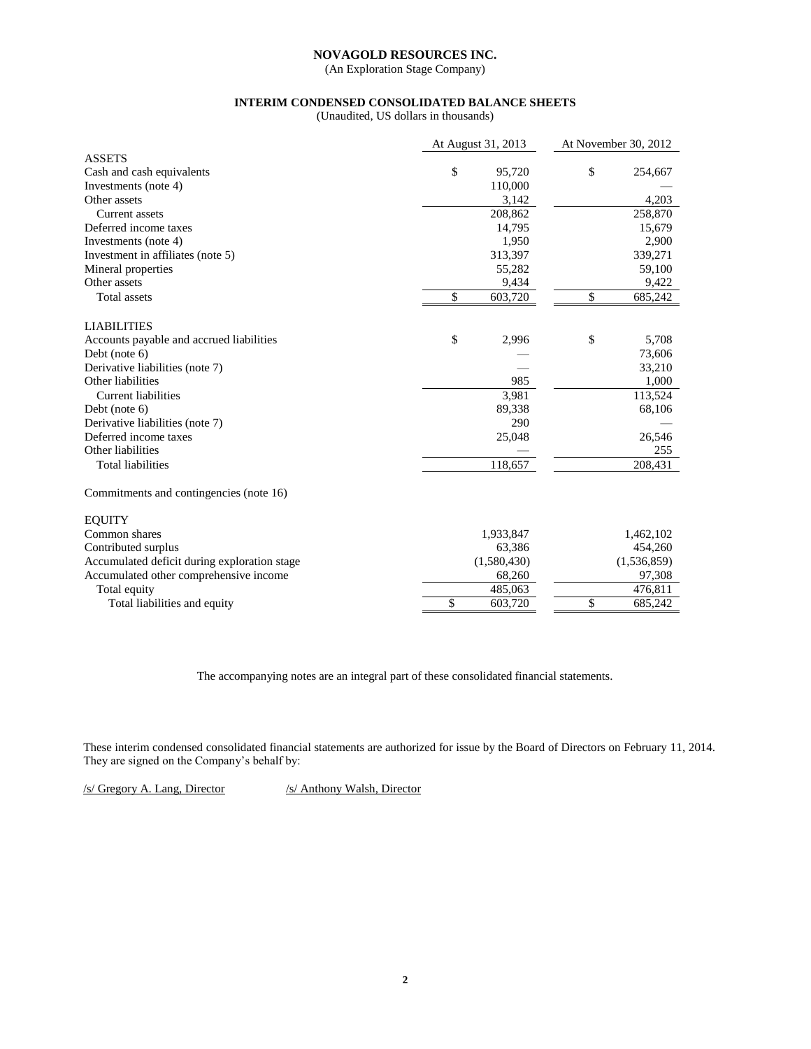# NOVAGOLD RESOURCES INC.

(An Exploration Stage Company)

## INTERIM CONDENSED CONSOLIDATED BALANCE SHEETS

(Unaudited, US dollars in thousands)

| | At August 31, 2013 | At November 30, 2012 |
|---|---|---|
| **ASSETS** | | |
| Cash and cash equivalents | $ 95,720 | $ 254,667 |
| Investments (note 4) | 110,000 | — |
| Other assets | 3,142 | 4,203 |
| Current assets | 208,862 | 258,870 |
| Deferred income taxes | 14,795 | 15,679 |
| Investments (note 4) | 1,950 | 2,900 |
| Investment in affiliates (note 5) | 313,397 | 339,271 |
| Mineral properties | 55,282 | 59,100 |
| Other assets | 9,434 | 9,422 |
| Total assets | $ 603,720 | $ 685,242 |
| **LIABILITIES** | | |
| Accounts payable and accrued liabilities | $ 2,996 | $ 5,708 |
| Debt (note 6) | — | 73,606 |
| Derivative liabilities (note 7) | — | 33,210 |
| Other liabilities | 985 | 1,000 |
| Current liabilities | 3,981 | 113,524 |
| Debt (note 6) | 89,338 | 68,106 |
| Derivative liabilities (note 7) | 290 | — |
| Deferred income taxes | 25,048 | 26,546 |
| Other liabilities | — | 255 |
| Total liabilities | 118,657 | 208,431 |
| Commitments and contingencies (note 16) | | |
| **EQUITY** | | |
| Common shares | 1,933,847 | 1,462,102 |
| Contributed surplus | 63,386 | 454,260 |
| Accumulated deficit during exploration stage | (1,580,430) | (1,536,859) |
| Accumulated other comprehensive income | 68,260 | 97,308 |
| Total equity | 485,063 | 476,811 |
| Total liabilities and equity | $ 603,720 | $ 685,242 |

The accompanying notes are an integral part of these consolidated financial statements.

These interim condensed consolidated financial statements are authorized for issue by the Board of Directors on February 11, 2014. They are signed on the Company's behalf by:

/s/ Gregory A. Lang, Director /s/ Anthony Walsh, Director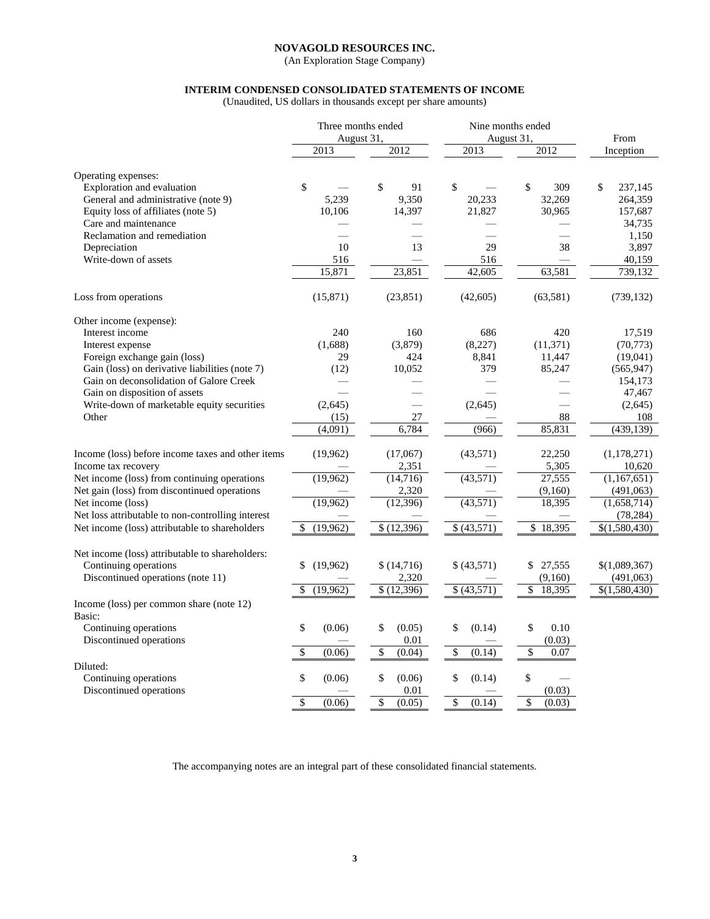**NOVAGOLD RESOURCES INC.**
(An Exploration Stage Company)

**INTERIM CONDENSED CONSOLIDATED STATEMENTS OF INCOME**
(Unaudited, US dollars in thousands except per share amounts)

| | Three months ended August 31, | | Nine months ended August 31, | | From |
|---|---|---|---|---|---|
| | 2013 | 2012 | 2013 | 2012 | Inception |
| Operating expenses: | | | | | |
| Exploration and evaluation | $ — | $ 91 | $ — | $ 309 | $ 237,145 |
| General and administrative (note 9) | 5,239 | 9,350 | 20,233 | 32,269 | 264,359 |
| Equity loss of affiliates (note 5) | 10,106 | 14,397 | 21,827 | 30,965 | 157,687 |
| Care and maintenance | — | — | — | — | 34,735 |
| Reclamation and remediation | — | — | — | — | 1,150 |
| Depreciation | 10 | 13 | 29 | 38 | 3,897 |
| Write-down of assets | 516 | — | 516 | — | 40,159 |
| | 15,871 | 23,851 | 42,605 | 63,581 | 739,132 |
| Loss from operations | (15,871) | (23,851) | (42,605) | (63,581) | (739,132) |
| Other income (expense): | | | | | |
| Interest income | 240 | 160 | 686 | 420 | 17,519 |
| Interest expense | (1,688) | (3,879) | (8,227) | (11,371) | (70,773) |
| Foreign exchange gain (loss) | 29 | 424 | 8,841 | 11,447 | (19,041) |
| Gain (loss) on derivative liabilities (note 7) | (12) | 10,052 | 379 | 85,247 | (565,947) |
| Gain on deconsolidation of Galore Creek | — | — | — | — | 154,173 |
| Gain on disposition of assets | — | — | — | — | 47,467 |
| Write-down of marketable equity securities | (2,645) | — | (2,645) | — | (2,645) |
| Other | (15) | 27 | — | 88 | 108 |
| | (4,091) | 6,784 | (966) | 85,831 | (439,139) |
| Income (loss) before income taxes and other items | (19,962) | (17,067) | (43,571) | 22,250 | (1,178,271) |
| Income tax recovery | — | 2,351 | — | 5,305 | 10,620 |
| Net income (loss) from continuing operations | (19,962) | (14,716) | (43,571) | 27,555 | (1,167,651) |
| Net gain (loss) from discontinued operations | — | 2,320 | — | (9,160) | (491,063) |
| Net income (loss) | (19,962) | (12,396) | (43,571) | 18,395 | (1,658,714) |
| Net loss attributable to non-controlling interest | — | — | — | — | (78,284) |
| Net income (loss) attributable to shareholders | $ (19,962) | $ (12,396) | $ (43,571) | $ 18,395 | $(1,580,430) |
| Net income (loss) attributable to shareholders: | | | | | |
| Continuing operations | $ (19,962) | $ (14,716) | $ (43,571) | $ 27,555 | $(1,089,367) |
| Discontinued operations (note 11) | — | 2,320 | — | (9,160) | (491,063) |
| | $ (19,962) | $ (12,396) | $ (43,571) | $ 18,395 | $(1,580,430) |
| Income (loss) per common share (note 12) | | | | | |
| Basic: | | | | | |
| Continuing operations | $ (0.06) | $ (0.05) | $ (0.14) | $ 0.10 | |
| Discontinued operations | — | 0.01 | — | (0.03) | |
| | $ (0.06) | $ (0.04) | $ (0.14) | $ 0.07 | |
| Diluted: | | | | | |
| Continuing operations | $ (0.06) | $ (0.06) | $ (0.14) | $ — | |
| Discontinued operations | — | 0.01 | — | (0.03) | |
| | $ (0.06) | $ (0.05) | $ (0.14) | $ (0.03) | |

The accompanying notes are an integral part of these consolidated financial statements.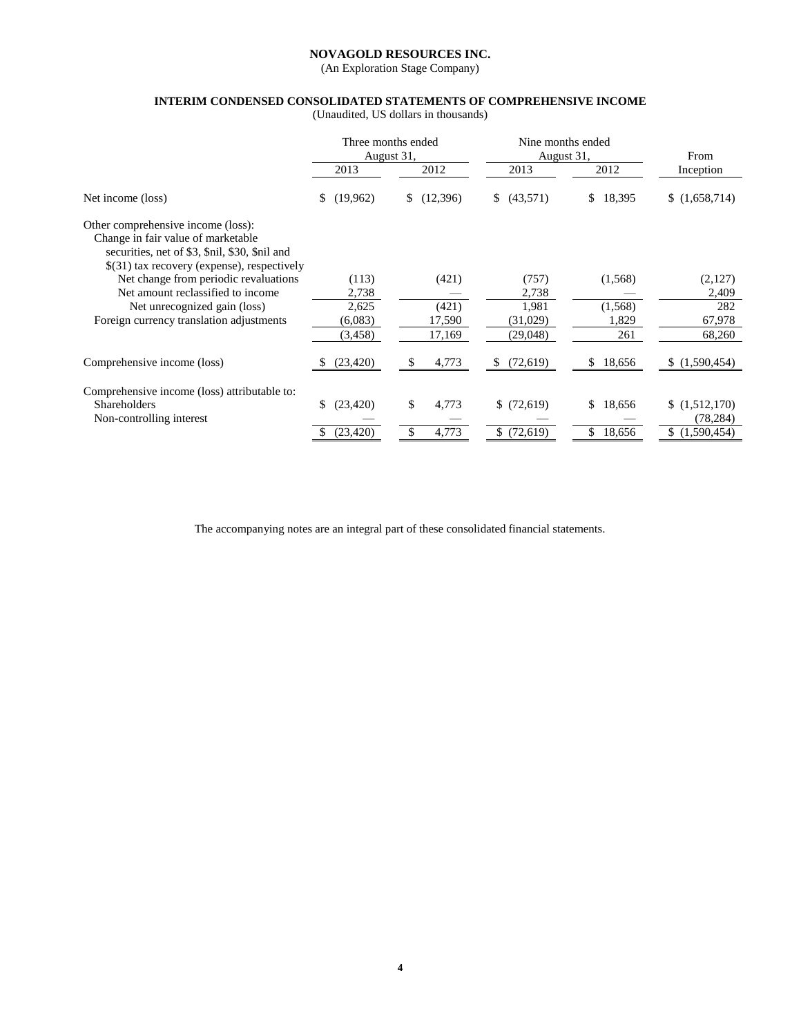**NOVAGOLD RESOURCES INC.**
(An Exploration Stage Company)

**INTERIM CONDENSED CONSOLIDATED STATEMENTS OF COMPREHENSIVE INCOME**
(Unaudited, US dollars in thousands)

| | Three months ended August 31, | | Nine months ended August 31, | | From |
|---|---|---|---|---|---|
| | 2013 | 2012 | 2013 | 2012 | Inception |
| Net income (loss) | $ (19,962) | $ (12,396) | $ (43,571) | $ 18,395 | $ (1,658,714) |
| Other comprehensive income (loss): | | | | | |
| Change in fair value of marketable securities, net of $3, $nil, $30, $nil and $(31) tax recovery (expense), respectively | | | | | |
| Net change from periodic revaluations | (113) | (421) | (757) | (1,568) | (2,127) |
| Net amount reclassified to income | 2,738 | — | 2,738 | — | 2,409 |
| Net unrecognized gain (loss) | 2,625 | (421) | 1,981 | (1,568) | 282 |
| Foreign currency translation adjustments | (6,083) | 17,590 | (31,029) | 1,829 | 67,978 |
| | (3,458) | 17,169 | (29,048) | 261 | 68,260 |
| Comprehensive income (loss) | $ (23,420) | $ 4,773 | $ (72,619) | $ 18,656 | $ (1,590,454) |
| Comprehensive income (loss) attributable to: | | | | | |
| Shareholders | $ (23,420) | $ 4,773 | $ (72,619) | $ 18,656 | $ (1,512,170) |
| Non-controlling interest | — | — | — | — | (78,284) |
| | $ (23,420) | $ 4,773 | $ (72,619) | $ 18,656 | $ (1,590,454) |

The accompanying notes are an integral part of these consolidated financial statements.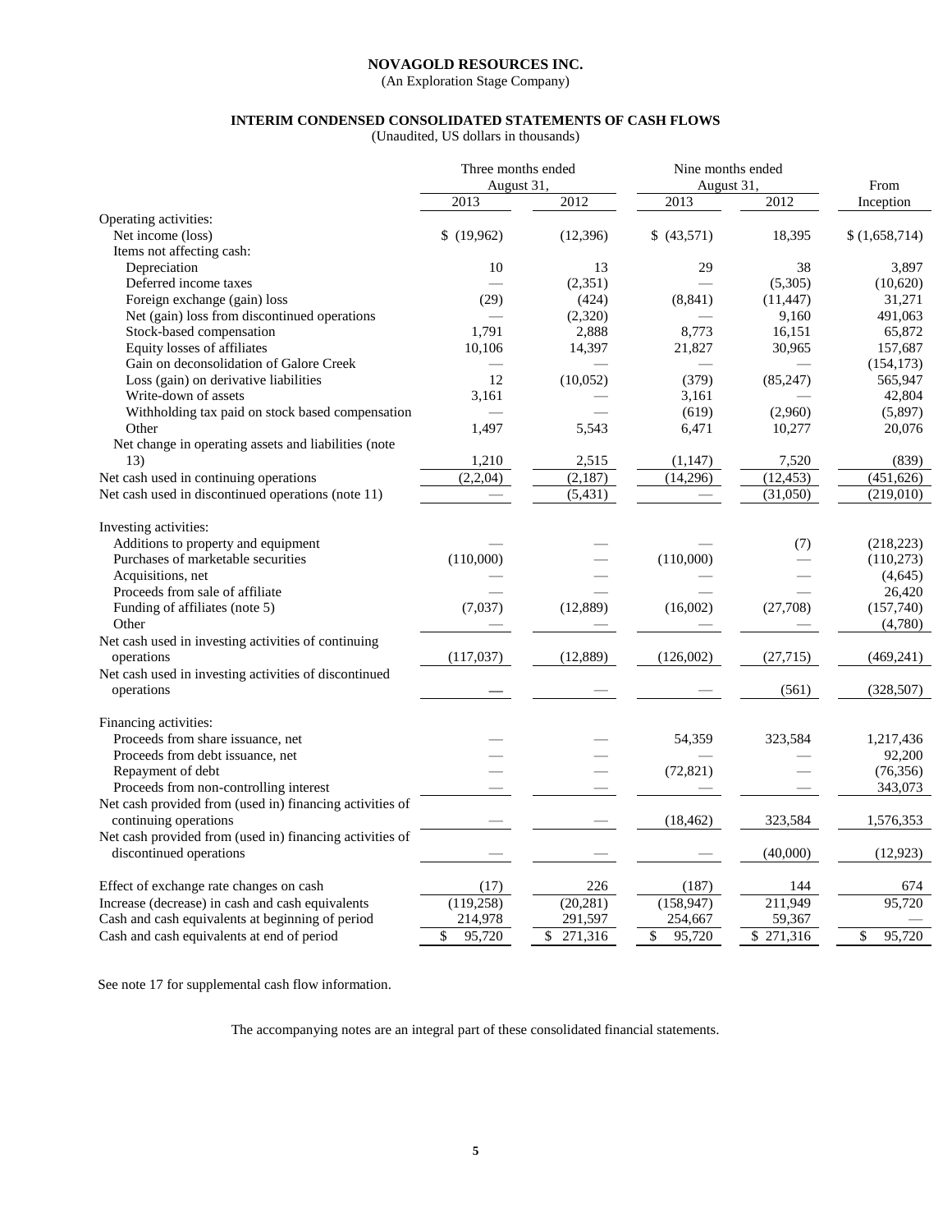**NOVAGOLD RESOURCES INC.**

(An Exploration Stage Company)

**INTERIM CONDENSED CONSOLIDATED STATEMENTS OF CASH FLOWS**

(Unaudited, US dollars in thousands)

| | Three months ended August 31, | | Nine months ended August 31, | | From |
|---|---|---|---|---|---|
| | 2013 | 2012 | 2013 | 2012 | Inception |
| Operating activities: | | | | | |
| Net income (loss) | $ (19,962) | (12,396) | $ (43,571) | 18,395 | $ (1,658,714) |
| Items not affecting cash: | | | | | |
| Depreciation | 10 | 13 | 29 | 38 | 3,897 |
| Deferred income taxes | — | (2,351) | — | (5,305) | (10,620) |
| Foreign exchange (gain) loss | (29) | (424) | (8,841) | (11,447) | 31,271 |
| Net (gain) loss from discontinued operations | — | (2,320) | — | 9,160 | 491,063 |
| Stock-based compensation | 1,791 | 2,888 | 8,773 | 16,151 | 65,872 |
| Equity losses of affiliates | 10,106 | 14,397 | 21,827 | 30,965 | 157,687 |
| Gain on deconsolidation of Galore Creek | — | — | — | — | (154,173) |
| Loss (gain) on derivative liabilities | 12 | (10,052) | (379) | (85,247) | 565,947 |
| Write-down of assets | 3,161 | — | 3,161 | — | 42,804 |
| Withholding tax paid on stock based compensation | — | — | (619) | (2,960) | (5,897) |
| Other | 1,497 | 5,543 | 6,471 | 10,277 | 20,076 |
| Net change in operating assets and liabilities (note 13) | 1,210 | 2,515 | (1,147) | 7,520 | (839) |
| Net cash used in continuing operations | (2,2,04) | (2,187) | (14,296) | (12,453) | (451,626) |
| Net cash used in discontinued operations (note 11) | — | (5,431) | — | (31,050) | (219,010) |
| | | | | | |
| Investing activities: | | | | | |
| Additions to property and equipment | — | — | — | (7) | (218,223) |
| Purchases of marketable securities | (110,000) | — | (110,000) | — | (110,273) |
| Acquisitions, net | — | — | — | — | (4,645) |
| Proceeds from sale of affiliate | — | — | — | — | 26,420 |
| Funding of affiliates (note 5) | (7,037) | (12,889) | (16,002) | (27,708) | (157,740) |
| Other | — | — | — | — | (4,780) |
| Net cash used in investing activities of continuing operations | (117,037) | (12,889) | (126,002) | (27,715) | (469,241) |
| Net cash used in investing activities of discontinued operations | — | — | — | (561) | (328,507) |
| | | | | | |
| Financing activities: | | | | | |
| Proceeds from share issuance, net | — | — | 54,359 | 323,584 | 1,217,436 |
| Proceeds from debt issuance, net | — | — | — | — | 92,200 |
| Repayment of debt | — | — | (72,821) | — | (76,356) |
| Proceeds from non-controlling interest | — | — | — | — | 343,073 |
| Net cash provided from (used in) financing activities of continuing operations | — | — | (18,462) | 323,584 | 1,576,353 |
| Net cash provided from (used in) financing activities of discontinued operations | — | — | — | (40,000) | (12,923) |
| | | | | | |
| Effect of exchange rate changes on cash | (17) | 226 | (187) | 144 | 674 |
| Increase (decrease) in cash and cash equivalents | (119,258) | (20,281) | (158,947) | 211,949 | 95,720 |
| Cash and cash equivalents at beginning of period | 214,978 | 291,597 | 254,667 | 59,367 | — |
| Cash and cash equivalents at end of period | $ 95,720 | $ 271,316 | $ 95,720 | $ 271,316 | $ 95,720 |

See note 17 for supplemental cash flow information.

The accompanying notes are an integral part of these consolidated financial statements.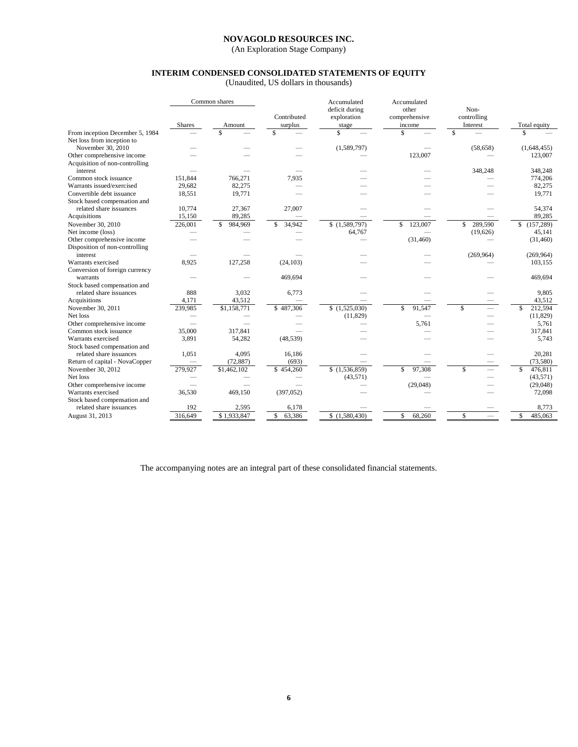**NOVAGOLD RESOURCES INC.**
(An Exploration Stage Company)

**INTERIM CONDENSED CONSOLIDATED STATEMENTS OF EQUITY**
(Unaudited, US dollars in thousands)

| | Common shares | | | Accumulated | Accumulated | | |
|---|---|---|---|---|---|---|---|
| | Shares | Amount | Contributed surplus | deficit during exploration stage | other comprehensive income | Non-controlling Interest | Total equity |
| From inception December 5, 1984 | — | $ — | $ — | $ — | $ — | $ — | $ — |
| Net loss from inception to November 30, 2010 | — | — | — | (1,589,797) | — | (58,658) | (1,648,455) |
| Other comprehensive income | — | — | — | — | 123,007 | — | 123,007 |
| Acquisition of non-controlling interest | — | — | — | — | — | 348,248 | 348,248 |
| Common stock issuance | 151,844 | 766,271 | 7,935 | — | — | — | 774,206 |
| Warrants issued/exercised | 29,682 | 82,275 | — | — | — | — | 82,275 |
| Convertible debt issuance | 18,551 | 19,771 | — | — | — | — | 19,771 |
| Stock based compensation and related share issuances | 10,774 | 27,367 | 27,007 | — | — | — | 54,374 |
| Acquisitions | 15,150 | 89,285 | — | — | — | — | 89,285 |
| November 30, 2010 | 226,001 | $ 984,969 | $ 34,942 | $ (1,589,797) | $ 123,007 | $ 289,590 | $ (157,289) |
| Net income (loss) | — | — | — | 64,767 | — | (19,626) | 45,141 |
| Other comprehensive income | — | — | — | — | (31,460) | — | (31,460) |
| Disposition of non-controlling interest | — | — | — | — | — | (269,964) | (269,964) |
| Warrants exercised | 8,925 | 127,258 | (24,103) | — | — | — | 103,155 |
| Conversion of foreign currency warrants | — | — | 469,694 | — | — | — | 469,694 |
| Stock based compensation and related share issuances | 888 | 3,032 | 6,773 | — | — | — | 9,805 |
| Acquisitions | 4,171 | 43,512 | — | — | — | — | 43,512 |
| November 30, 2011 | 239,985 | $1,158,771 | $ 487,306 | $ (1,525,030) | $ 91,547 | $ — | $ 212,594 |
| Net loss | — | — | — | (11,829) | — | — | (11,829) |
| Other comprehensive income | — | — | — | — | 5,761 | — | 5,761 |
| Common stock issuance | 35,000 | 317,841 | — | — | — | — | 317,841 |
| Warrants exercised | 3,891 | 54,282 | (48,539) | — | — | — | 5,743 |
| Stock based compensation and related share issuances | 1,051 | 4,095 | 16,186 | — | — | — | 20,281 |
| Return of capital - NovaCopper | — | (72,887) | (693) | — | — | — | (73,580) |
| November 30, 2012 | 279,927 | $1,462,102 | $ 454,260 | $ (1,536,859) | $ 97,308 | $ — | $ 476,811 |
| Net loss | — | — | — | (43,571) | — | — | (43,571) |
| Other comprehensive income | — | — | — | — | (29,048) | — | (29,048) |
| Warrants exercised | 36,530 | 469,150 | (397,052) | — | — | — | 72,098 |
| Stock based compensation and related share issuances | 192 | 2,595 | 6,178 | — | — | — | 8,773 |
| August 31, 2013 | 316,649 | $ 1,933,847 | $ 63,386 | $ (1,580,430) | $ 68,260 | $ — | $ 485,063 |

The accompanying notes are an integral part of these consolidated financial statements.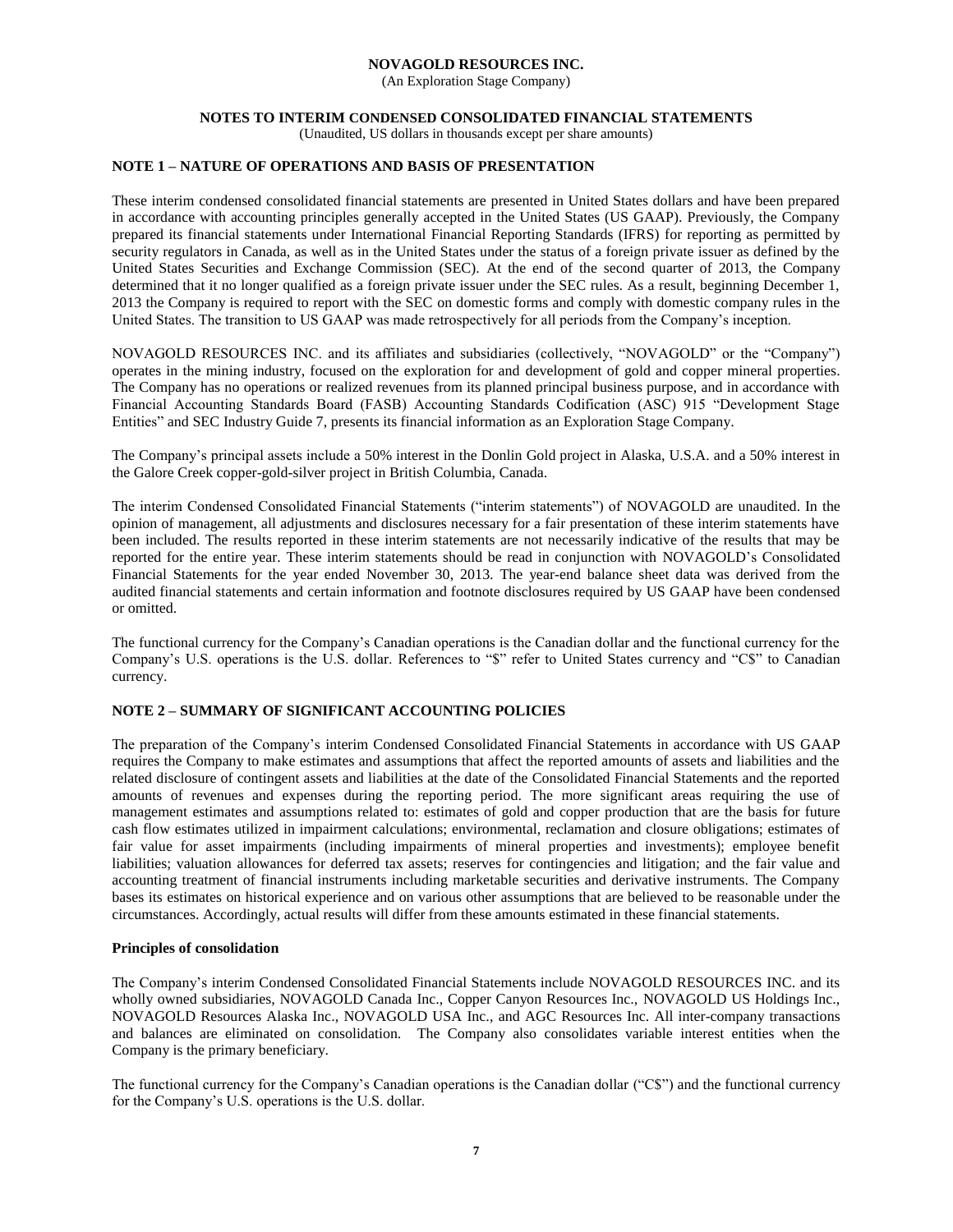# NOVAGOLD RESOURCES INC.

(An Exploration Stage Company)

## NOTES TO INTERIM CONDENSED CONSOLIDATED FINANCIAL STATEMENTS

(Unaudited, US dollars in thousands except per share amounts)

### NOTE 1 – NATURE OF OPERATIONS AND BASIS OF PRESENTATION

These interim condensed consolidated financial statements are presented in United States dollars and have been prepared in accordance with accounting principles generally accepted in the United States (US GAAP). Previously, the Company prepared its financial statements under International Financial Reporting Standards (IFRS) for reporting as permitted by security regulators in Canada, as well as in the United States under the status of a foreign private issuer as defined by the United States Securities and Exchange Commission (SEC). At the end of the second quarter of 2013, the Company determined that it no longer qualified as a foreign private issuer under the SEC rules. As a result, beginning December 1, 2013 the Company is required to report with the SEC on domestic forms and comply with domestic company rules in the United States. The transition to US GAAP was made retrospectively for all periods from the Company's inception.

NOVAGOLD RESOURCES INC. and its affiliates and subsidiaries (collectively, "NOVAGOLD" or the "Company") operates in the mining industry, focused on the exploration for and development of gold and copper mineral properties. The Company has no operations or realized revenues from its planned principal business purpose, and in accordance with Financial Accounting Standards Board (FASB) Accounting Standards Codification (ASC) 915 "Development Stage Entities" and SEC Industry Guide 7, presents its financial information as an Exploration Stage Company.

The Company's principal assets include a 50% interest in the Donlin Gold project in Alaska, U.S.A. and a 50% interest in the Galore Creek copper-gold-silver project in British Columbia, Canada.

The interim Condensed Consolidated Financial Statements ("interim statements") of NOVAGOLD are unaudited. In the opinion of management, all adjustments and disclosures necessary for a fair presentation of these interim statements have been included. The results reported in these interim statements are not necessarily indicative of the results that may be reported for the entire year. These interim statements should be read in conjunction with NOVAGOLD's Consolidated Financial Statements for the year ended November 30, 2013. The year-end balance sheet data was derived from the audited financial statements and certain information and footnote disclosures required by US GAAP have been condensed or omitted.

The functional currency for the Company's Canadian operations is the Canadian dollar and the functional currency for the Company's U.S. operations is the U.S. dollar. References to "$" refer to United States currency and "C$" to Canadian currency.

### NOTE 2 – SUMMARY OF SIGNIFICANT ACCOUNTING POLICIES

The preparation of the Company's interim Condensed Consolidated Financial Statements in accordance with US GAAP requires the Company to make estimates and assumptions that affect the reported amounts of assets and liabilities and the related disclosure of contingent assets and liabilities at the date of the Consolidated Financial Statements and the reported amounts of revenues and expenses during the reporting period. The more significant areas requiring the use of management estimates and assumptions related to: estimates of gold and copper production that are the basis for future cash flow estimates utilized in impairment calculations; environmental, reclamation and closure obligations; estimates of fair value for asset impairments (including impairments of mineral properties and investments); employee benefit liabilities; valuation allowances for deferred tax assets; reserves for contingencies and litigation; and the fair value and accounting treatment of financial instruments including marketable securities and derivative instruments. The Company bases its estimates on historical experience and on various other assumptions that are believed to be reasonable under the circumstances. Accordingly, actual results will differ from these amounts estimated in these financial statements.

**Principles of consolidation**

The Company's interim Condensed Consolidated Financial Statements include NOVAGOLD RESOURCES INC. and its wholly owned subsidiaries, NOVAGOLD Canada Inc., Copper Canyon Resources Inc., NOVAGOLD US Holdings Inc., NOVAGOLD Resources Alaska Inc., NOVAGOLD USA Inc., and AGC Resources Inc. All inter-company transactions and balances are eliminated on consolidation. The Company also consolidates variable interest entities when the Company is the primary beneficiary.

The functional currency for the Company's Canadian operations is the Canadian dollar ("C$") and the functional currency for the Company's U.S. operations is the U.S. dollar.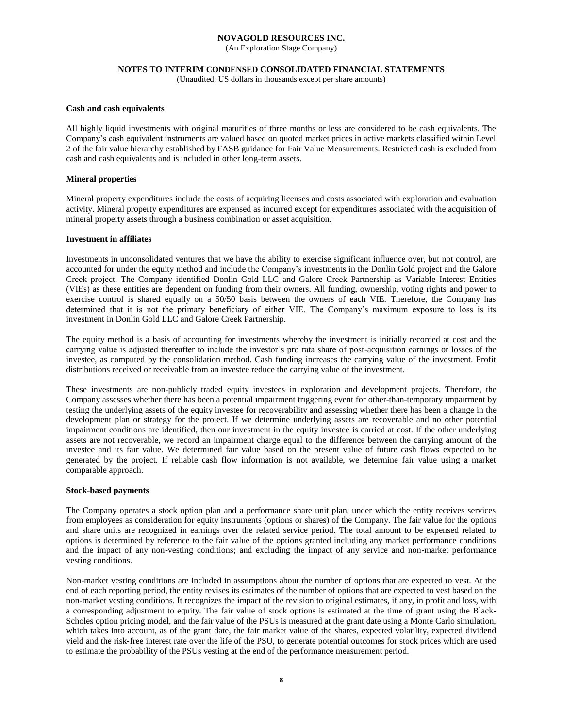### Cash and cash equivalents

All highly liquid investments with original maturities of three months or less are considered to be cash equivalents. The Company's cash equivalent instruments are valued based on quoted market prices in active markets classified within Level 2 of the fair value hierarchy established by FASB guidance for Fair Value Measurements. Restricted cash is excluded from cash and cash equivalents and is included in other long-term assets.

### Mineral properties

Mineral property expenditures include the costs of acquiring licenses and costs associated with exploration and evaluation activity. Mineral property expenditures are expensed as incurred except for expenditures associated with the acquisition of mineral property assets through a business combination or asset acquisition.

### Investment in affiliates

Investments in unconsolidated ventures that we have the ability to exercise significant influence over, but not control, are accounted for under the equity method and include the Company's investments in the Donlin Gold project and the Galore Creek project. The Company identified Donlin Gold LLC and Galore Creek Partnership as Variable Interest Entities (VIEs) as these entities are dependent on funding from their owners. All funding, ownership, voting rights and power to exercise control is shared equally on a 50/50 basis between the owners of each VIE. Therefore, the Company has determined that it is not the primary beneficiary of either VIE. The Company's maximum exposure to loss is its investment in Donlin Gold LLC and Galore Creek Partnership.

The equity method is a basis of accounting for investments whereby the investment is initially recorded at cost and the carrying value is adjusted thereafter to include the investor's pro rata share of post-acquisition earnings or losses of the investee, as computed by the consolidation method. Cash funding increases the carrying value of the investment. Profit distributions received or receivable from an investee reduce the carrying value of the investment.

These investments are non-publicly traded equity investees in exploration and development projects. Therefore, the Company assesses whether there has been a potential impairment triggering event for other-than-temporary impairment by testing the underlying assets of the equity investee for recoverability and assessing whether there has been a change in the development plan or strategy for the project. If we determine underlying assets are recoverable and no other potential impairment conditions are identified, then our investment in the equity investee is carried at cost. If the other underlying assets are not recoverable, we record an impairment charge equal to the difference between the carrying amount of the investee and its fair value. We determined fair value based on the present value of future cash flows expected to be generated by the project. If reliable cash flow information is not available, we determine fair value using a market comparable approach.

### Stock-based payments

The Company operates a stock option plan and a performance share unit plan, under which the entity receives services from employees as consideration for equity instruments (options or shares) of the Company. The fair value for the options and share units are recognized in earnings over the related service period. The total amount to be expensed related to options is determined by reference to the fair value of the options granted including any market performance conditions and the impact of any non-vesting conditions; and excluding the impact of any service and non-market performance vesting conditions.

Non-market vesting conditions are included in assumptions about the number of options that are expected to vest. At the end of each reporting period, the entity revises its estimates of the number of options that are expected to vest based on the non-market vesting conditions. It recognizes the impact of the revision to original estimates, if any, in profit and loss, with a corresponding adjustment to equity. The fair value of stock options is estimated at the time of grant using the Black-Scholes option pricing model, and the fair value of the PSUs is measured at the grant date using a Monte Carlo simulation, which takes into account, as of the grant date, the fair market value of the shares, expected volatility, expected dividend yield and the risk-free interest rate over the life of the PSU, to generate potential outcomes for stock prices which are used to estimate the probability of the PSUs vesting at the end of the performance measurement period.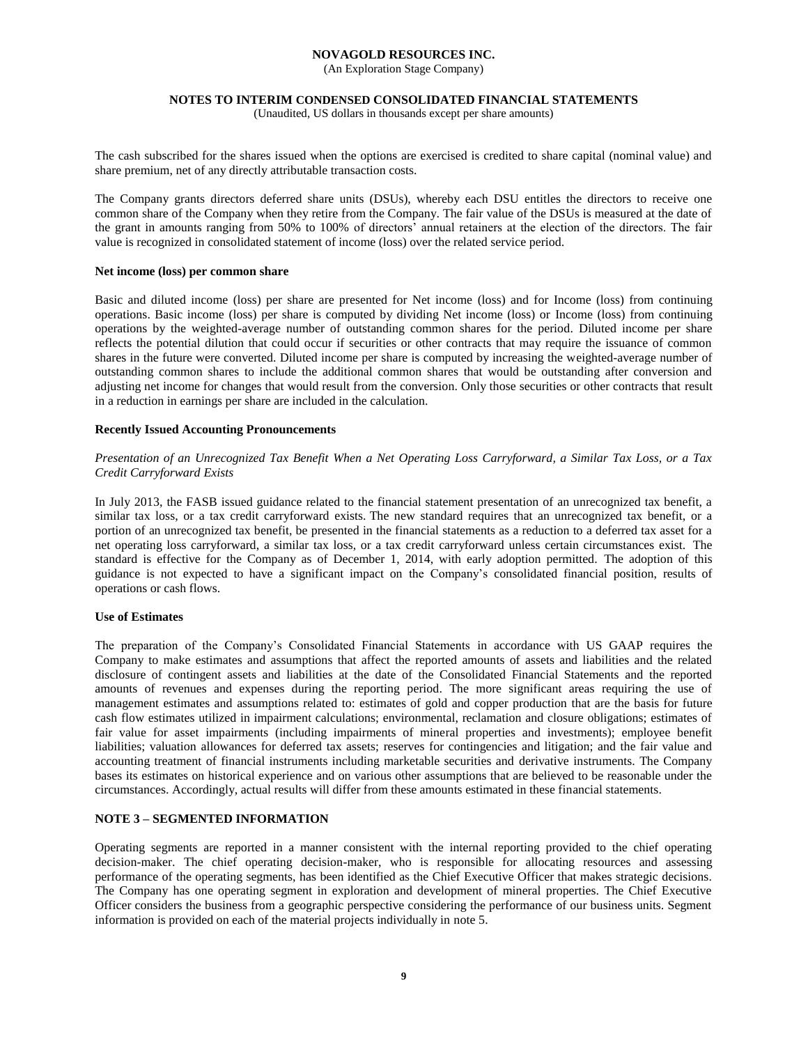The cash subscribed for the shares issued when the options are exercised is credited to share capital (nominal value) and share premium, net of any directly attributable transaction costs.

The Company grants directors deferred share units (DSUs), whereby each DSU entitles the directors to receive one common share of the Company when they retire from the Company. The fair value of the DSUs is measured at the date of the grant in amounts ranging from 50% to 100% of directors' annual retainers at the election of the directors. The fair value is recognized in consolidated statement of income (loss) over the related service period.

**Net income (loss) per common share**

Basic and diluted income (loss) per share are presented for Net income (loss) and for Income (loss) from continuing operations. Basic income (loss) per share is computed by dividing Net income (loss) or Income (loss) from continuing operations by the weighted-average number of outstanding common shares for the period. Diluted income per share reflects the potential dilution that could occur if securities or other contracts that may require the issuance of common shares in the future were converted. Diluted income per share is computed by increasing the weighted-average number of outstanding common shares to include the additional common shares that would be outstanding after conversion and adjusting net income for changes that would result from the conversion. Only those securities or other contracts that result in a reduction in earnings per share are included in the calculation.

**Recently Issued Accounting Pronouncements**

*Presentation of an Unrecognized Tax Benefit When a Net Operating Loss Carryforward, a Similar Tax Loss, or a Tax Credit Carryforward Exists*

In July 2013, the FASB issued guidance related to the financial statement presentation of an unrecognized tax benefit, a similar tax loss, or a tax credit carryforward exists. The new standard requires that an unrecognized tax benefit, or a portion of an unrecognized tax benefit, be presented in the financial statements as a reduction to a deferred tax asset for a net operating loss carryforward, a similar tax loss, or a tax credit carryforward unless certain circumstances exist. The standard is effective for the Company as of December 1, 2014, with early adoption permitted. The adoption of this guidance is not expected to have a significant impact on the Company's consolidated financial position, results of operations or cash flows.

**Use of Estimates**

The preparation of the Company's Consolidated Financial Statements in accordance with US GAAP requires the Company to make estimates and assumptions that affect the reported amounts of assets and liabilities and the related disclosure of contingent assets and liabilities at the date of the Consolidated Financial Statements and the reported amounts of revenues and expenses during the reporting period. The more significant areas requiring the use of management estimates and assumptions related to: estimates of gold and copper production that are the basis for future cash flow estimates utilized in impairment calculations; environmental, reclamation and closure obligations; estimates of fair value for asset impairments (including impairments of mineral properties and investments); employee benefit liabilities; valuation allowances for deferred tax assets; reserves for contingencies and litigation; and the fair value and accounting treatment of financial instruments including marketable securities and derivative instruments. The Company bases its estimates on historical experience and on various other assumptions that are believed to be reasonable under the circumstances. Accordingly, actual results will differ from these amounts estimated in these financial statements.

## NOTE 3 – SEGMENTED INFORMATION

Operating segments are reported in a manner consistent with the internal reporting provided to the chief operating decision-maker. The chief operating decision-maker, who is responsible for allocating resources and assessing performance of the operating segments, has been identified as the Chief Executive Officer that makes strategic decisions. The Company has one operating segment in exploration and development of mineral properties. The Chief Executive Officer considers the business from a geographic perspective considering the performance of our business units. Segment information is provided on each of the material projects individually in note 5.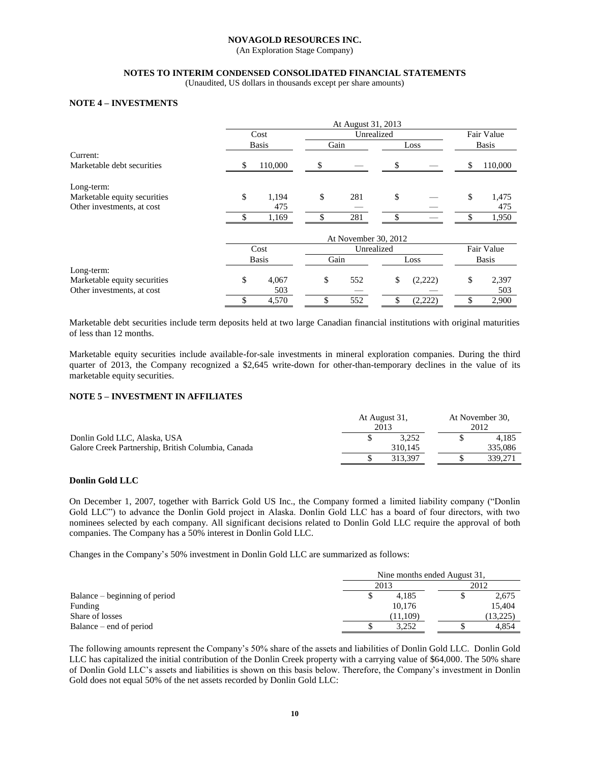**NOVAGOLD RESOURCES INC.**
(An Exploration Stage Company)

**NOTES TO INTERIM CONDENSED CONSOLIDATED FINANCIAL STATEMENTS**
(Unaudited, US dollars in thousands except per share amounts)

### NOTE 4 – INVESTMENTS

| | At August 31, 2013 | | | |
|---|---|---|---|---|
| | Cost Basis | Unrealized Gain | Unrealized Loss | Fair Value Basis |
| Current: | | | | |
| Marketable debt securities | $ 110,000 | $ — | $ — | $ 110,000 |
| Long-term: | | | | |
| Marketable equity securities | $ 1,194 | $ 281 | $ — | $ 1,475 |
| Other investments, at cost | 475 | — | — | 475 |
| | $ 1,169 | $ 281 | $ — | $ 1,950 |

| | At November 30, 2012 | | | |
|---|---|---|---|---|
| | Cost Basis | Unrealized Gain | Unrealized Loss | Fair Value Basis |
| Long-term: | | | | |
| Marketable equity securities | $ 4,067 | $ 552 | $ (2,222) | $ 2,397 |
| Other investments, at cost | 503 | — | — | 503 |
| | $ 4,570 | $ 552 | $ (2,222) | $ 2,900 |

Marketable debt securities include term deposits held at two large Canadian financial institutions with original maturities of less than 12 months.

Marketable equity securities include available-for-sale investments in mineral exploration companies. During the third quarter of 2013, the Company recognized a $2,645 write-down for other-than-temporary declines in the value of its marketable equity securities.

### NOTE 5 – INVESTMENT IN AFFILIATES

| | At August 31, 2013 | At November 30, 2012 |
|---|---|---|
| Donlin Gold LLC, Alaska, USA | $ 3,252 | $ 4,185 |
| Galore Creek Partnership, British Columbia, Canada | 310,145 | 335,086 |
| | $ 313,397 | $ 339,271 |

#### Donlin Gold LLC

On December 1, 2007, together with Barrick Gold US Inc., the Company formed a limited liability company ("Donlin Gold LLC") to advance the Donlin Gold project in Alaska. Donlin Gold LLC has a board of four directors, with two nominees selected by each company. All significant decisions related to Donlin Gold LLC require the approval of both companies. The Company has a 50% interest in Donlin Gold LLC.

Changes in the Company's 50% investment in Donlin Gold LLC are summarized as follows:

| | Nine months ended August 31, | |
|---|---|---|
| | 2013 | 2012 |
| Balance – beginning of period | $ 4,185 | $ 2,675 |
| Funding | 10,176 | 15,404 |
| Share of losses | (11,109) | (13,225) |
| Balance – end of period | $ 3,252 | $ 4,854 |

The following amounts represent the Company's 50% share of the assets and liabilities of Donlin Gold LLC. Donlin Gold LLC has capitalized the initial contribution of the Donlin Creek property with a carrying value of $64,000. The 50% share of Donlin Gold LLC's assets and liabilities is shown on this basis below. Therefore, the Company's investment in Donlin Gold does not equal 50% of the net assets recorded by Donlin Gold LLC: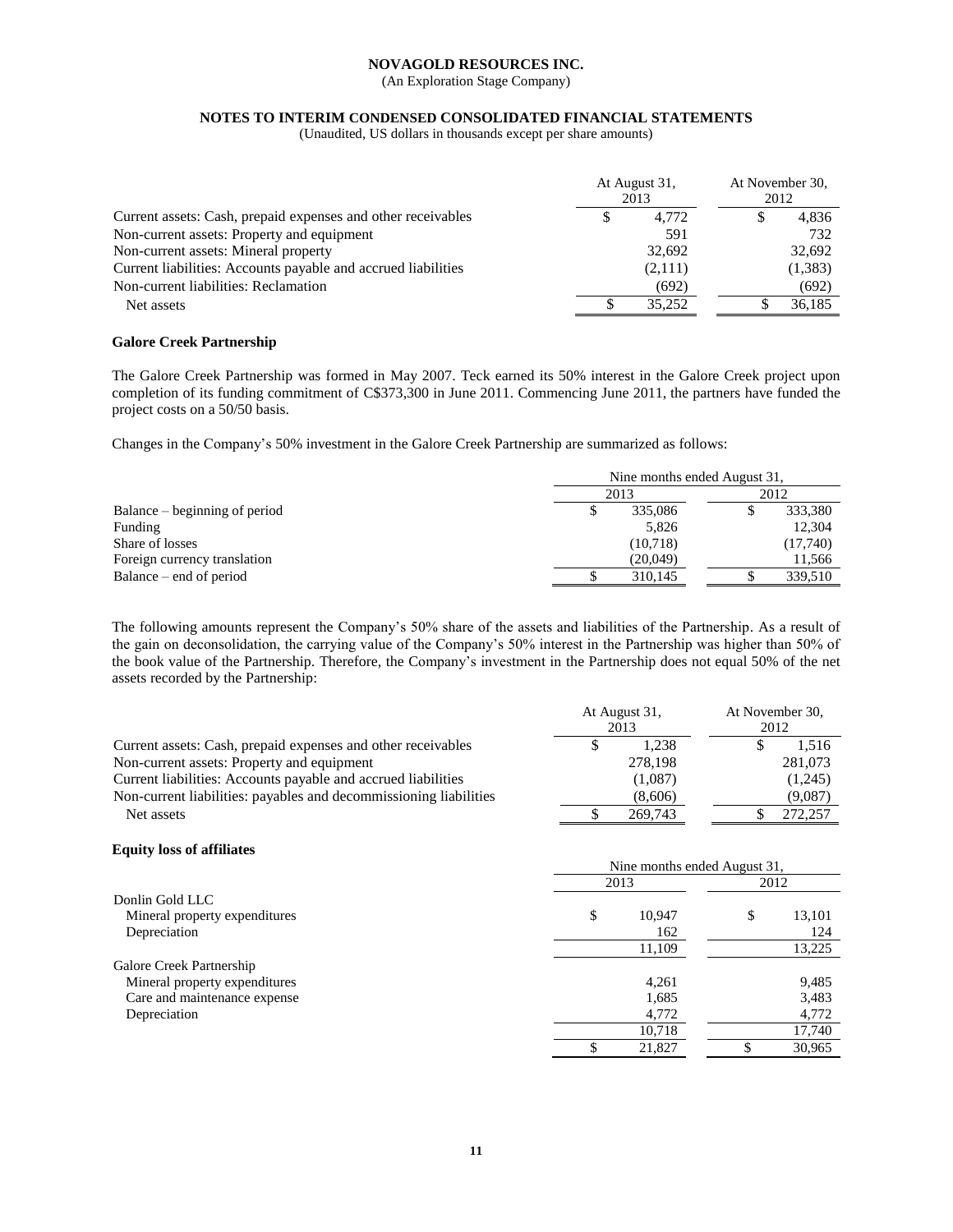| | At August 31, 2013 | At November 30, 2012 |
|---|---|---|
| Current assets: Cash, prepaid expenses and other receivables | $ 4,772 | $ 4,836 |
| Non-current assets: Property and equipment | 591 | 732 |
| Non-current assets: Mineral property | 32,692 | 32,692 |
| Current liabilities: Accounts payable and accrued liabilities | (2,111) | (1,383) |
| Non-current liabilities: Reclamation | (692) | (692) |
| Net assets | $ 35,252 | $ 36,185 |

### Galore Creek Partnership

The Galore Creek Partnership was formed in May 2007. Teck earned its 50% interest in the Galore Creek project upon completion of its funding commitment of C$373,300 in June 2011. Commencing June 2011, the partners have funded the project costs on a 50/50 basis.

Changes in the Company's 50% investment in the Galore Creek Partnership are summarized as follows:

| | Nine months ended August 31, | |
|---|---|---|
| | 2013 | 2012 |
| Balance – beginning of period | $ 335,086 | $ 333,380 |
| Funding | 5,826 | 12,304 |
| Share of losses | (10,718) | (17,740) |
| Foreign currency translation | (20,049) | 11,566 |
| Balance – end of period | $ 310,145 | $ 339,510 |

The following amounts represent the Company's 50% share of the assets and liabilities of the Partnership. As a result of the gain on deconsolidation, the carrying value of the Company's 50% interest in the Partnership was higher than 50% of the book value of the Partnership. Therefore, the Company's investment in the Partnership does not equal 50% of the net assets recorded by the Partnership:

| | At August 31, 2013 | At November 30, 2012 |
|---|---|---|
| Current assets: Cash, prepaid expenses and other receivables | $ 1,238 | $ 1,516 |
| Non-current assets: Property and equipment | 278,198 | 281,073 |
| Current liabilities: Accounts payable and accrued liabilities | (1,087) | (1,245) |
| Non-current liabilities: payables and decommissioning liabilities | (8,606) | (9,087) |
| Net assets | $ 269,743 | $ 272,257 |

### Equity loss of affiliates

| | Nine months ended August 31, | |
|---|---|---|
| | 2013 | 2012 |
| Donlin Gold LLC | | |
| Mineral property expenditures | $ 10,947 | $ 13,101 |
| Depreciation | 162 | 124 |
| | 11,109 | 13,225 |
| Galore Creek Partnership | | |
| Mineral property expenditures | 4,261 | 9,485 |
| Care and maintenance expense | 1,685 | 3,483 |
| Depreciation | 4,772 | 4,772 |
| | 10,718 | 17,740 |
| | $ 21,827 | $ 30,965 |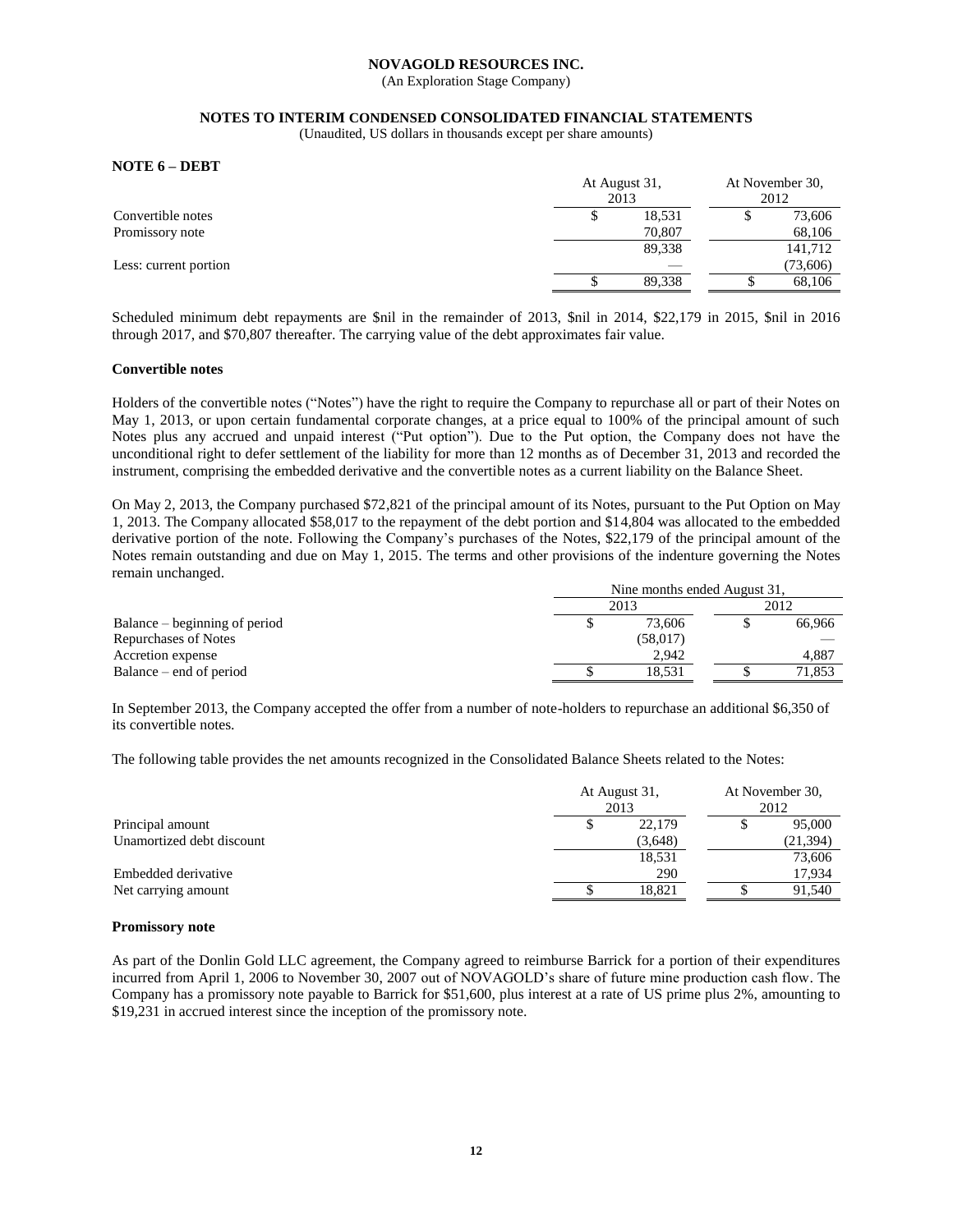**NOVAGOLD RESOURCES INC.**
(An Exploration Stage Company)

**NOTES TO INTERIM CONDENSED CONSOLIDATED FINANCIAL STATEMENTS**
(Unaudited, US dollars in thousands except per share amounts)

## NOTE 6 – DEBT

| | At August 31, 2013 | At November 30, 2012 |
|---|---|---|
| Convertible notes | $ 18,531 | $ 73,606 |
| Promissory note | 70,807 | 68,106 |
| | 89,338 | 141,712 |
| Less: current portion | — | (73,606) |
| | $ 89,338 | $ 68,106 |

Scheduled minimum debt repayments are $nil in the remainder of 2013, $nil in 2014, $22,179 in 2015, $nil in 2016 through 2017, and $70,807 thereafter. The carrying value of the debt approximates fair value.

### Convertible notes

Holders of the convertible notes ("Notes") have the right to require the Company to repurchase all or part of their Notes on May 1, 2013, or upon certain fundamental corporate changes, at a price equal to 100% of the principal amount of such Notes plus any accrued and unpaid interest ("Put option"). Due to the Put option, the Company does not have the unconditional right to defer settlement of the liability for more than 12 months as of December 31, 2013 and recorded the instrument, comprising the embedded derivative and the convertible notes as a current liability on the Balance Sheet.

On May 2, 2013, the Company purchased $72,821 of the principal amount of its Notes, pursuant to the Put Option on May 1, 2013. The Company allocated $58,017 to the repayment of the debt portion and $14,804 was allocated to the embedded derivative portion of the note. Following the Company's purchases of the Notes, $22,179 of the principal amount of the Notes remain outstanding and due on May 1, 2015. The terms and other provisions of the indenture governing the Notes remain unchanged.

| | Nine months ended August 31, | |
|---|---|---|
| | 2013 | 2012 |
| Balance – beginning of period | $ 73,606 | $ 66,966 |
| Repurchases of Notes | (58,017) | — |
| Accretion expense | 2,942 | 4,887 |
| Balance – end of period | $ 18,531 | $ 71,853 |

In September 2013, the Company accepted the offer from a number of note-holders to repurchase an additional $6,350 of its convertible notes.

The following table provides the net amounts recognized in the Consolidated Balance Sheets related to the Notes:

| | At August 31, 2013 | At November 30, 2012 |
|---|---|---|
| Principal amount | $ 22,179 | $ 95,000 |
| Unamortized debt discount | (3,648) | (21,394) |
| | 18,531 | 73,606 |
| Embedded derivative | 290 | 17,934 |
| Net carrying amount | $ 18,821 | $ 91,540 |

### Promissory note

As part of the Donlin Gold LLC agreement, the Company agreed to reimburse Barrick for a portion of their expenditures incurred from April 1, 2006 to November 30, 2007 out of NOVAGOLD's share of future mine production cash flow. The Company has a promissory note payable to Barrick for $51,600, plus interest at a rate of US prime plus 2%, amounting to $19,231 in accrued interest since the inception of the promissory note.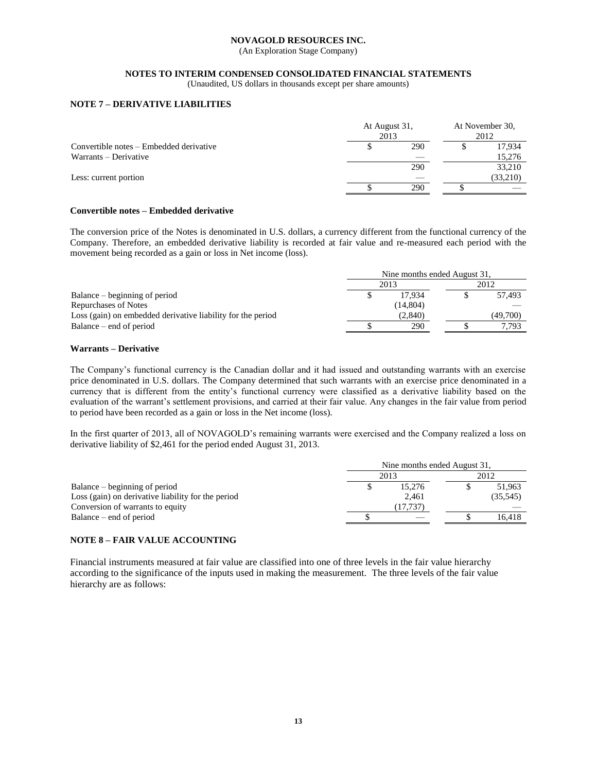**NOVAGOLD RESOURCES INC.**
(An Exploration Stage Company)

**NOTES TO INTERIM CONDENSED CONSOLIDATED FINANCIAL STATEMENTS**
(Unaudited, US dollars in thousands except per share amounts)

## NOTE 7 – DERIVATIVE LIABILITIES

| | At August 31, 2013 | At November 30, 2012 |
|---|---|---|
| Convertible notes – Embedded derivative | $ 290 | $ 17,934 |
| Warrants – Derivative | — | 15,276 |
| | 290 | 33,210 |
| Less: current portion | — | (33,210) |
| | $ 290 | $ — |

### Convertible notes – Embedded derivative

The conversion price of the Notes is denominated in U.S. dollars, a currency different from the functional currency of the Company. Therefore, an embedded derivative liability is recorded at fair value and re-measured each period with the movement being recorded as a gain or loss in Net income (loss).

| | Nine months ended August 31, | |
|---|---|---|
| | 2013 | 2012 |
| Balance – beginning of period | $ 17,934 | $ 57,493 |
| Repurchases of Notes | (14,804) | — |
| Loss (gain) on embedded derivative liability for the period | (2,840) | (49,700) |
| Balance – end of period | $ 290 | $ 7,793 |

### Warrants – Derivative

The Company's functional currency is the Canadian dollar and it had issued and outstanding warrants with an exercise price denominated in U.S. dollars. The Company determined that such warrants with an exercise price denominated in a currency that is different from the entity's functional currency were classified as a derivative liability based on the evaluation of the warrant's settlement provisions, and carried at their fair value. Any changes in the fair value from period to period have been recorded as a gain or loss in the Net income (loss).

In the first quarter of 2013, all of NOVAGOLD's remaining warrants were exercised and the Company realized a loss on derivative liability of $2,461 for the period ended August 31, 2013.

| | Nine months ended August 31, | |
|---|---|---|
| | 2013 | 2012 |
| Balance – beginning of period | $ 15,276 | $ 51,963 |
| Loss (gain) on derivative liability for the period | 2,461 | (35,545) |
| Conversion of warrants to equity | (17,737) | — |
| Balance – end of period | $ — | $ 16,418 |

## NOTE 8 – FAIR VALUE ACCOUNTING

Financial instruments measured at fair value are classified into one of three levels in the fair value hierarchy according to the significance of the inputs used in making the measurement. The three levels of the fair value hierarchy are as follows: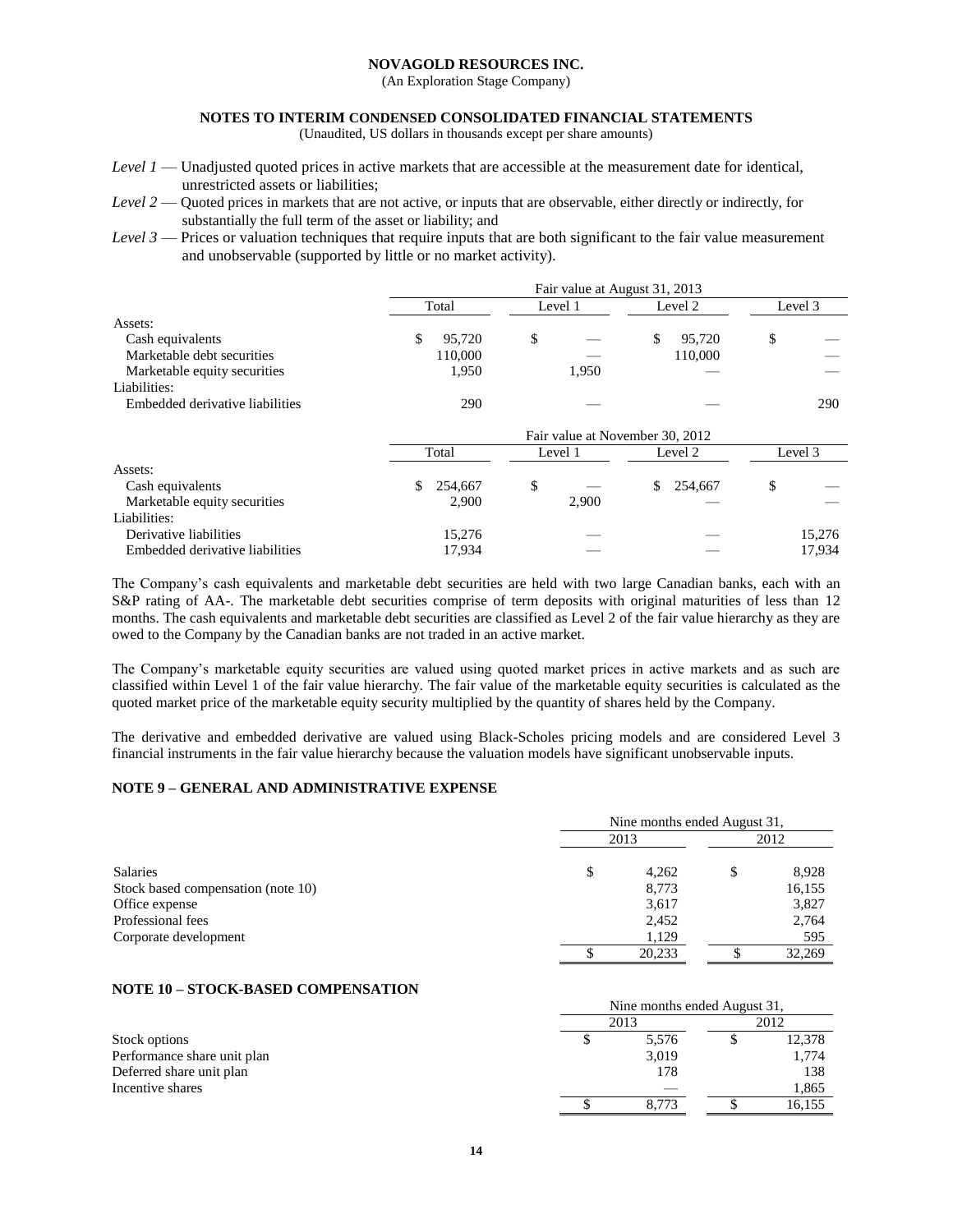*Level 1* — Unadjusted quoted prices in active markets that are accessible at the measurement date for identical, unrestricted assets or liabilities;

*Level 2* — Quoted prices in markets that are not active, or inputs that are observable, either directly or indirectly, for substantially the full term of the asset or liability; and

*Level 3* — Prices or valuation techniques that require inputs that are both significant to the fair value measurement and unobservable (supported by little or no market activity).

| | Fair value at August 31, 2013 | | | |
|---|---|---|---|---|
| | Total | Level 1 | Level 2 | Level 3 |
| Assets: | | | | |
| Cash equivalents | $ 95,720 | $ — | $ 95,720 | $ — |
| Marketable debt securities | 110,000 | — | 110,000 | — |
| Marketable equity securities | 1,950 | 1,950 | — | — |
| Liabilities: | | | | |
| Embedded derivative liabilities | 290 | — | — | 290 |

| | Fair value at November 30, 2012 | | | |
|---|---|---|---|---|
| | Total | Level 1 | Level 2 | Level 3 |
| Assets: | | | | |
| Cash equivalents | $ 254,667 | $ — | $ 254,667 | $ — |
| Marketable equity securities | 2,900 | 2,900 | — | — |
| Liabilities: | | | | |
| Derivative liabilities | 15,276 | — | — | 15,276 |
| Embedded derivative liabilities | 17,934 | — | — | 17,934 |

The Company's cash equivalents and marketable debt securities are held with two large Canadian banks, each with an S&P rating of AA-. The marketable debt securities comprise of term deposits with original maturities of less than 12 months. The cash equivalents and marketable debt securities are classified as Level 2 of the fair value hierarchy as they are owed to the Company by the Canadian banks are not traded in an active market.

The Company's marketable equity securities are valued using quoted market prices in active markets and as such are classified within Level 1 of the fair value hierarchy. The fair value of the marketable equity securities is calculated as the quoted market price of the marketable equity security multiplied by the quantity of shares held by the Company.

The derivative and embedded derivative are valued using Black-Scholes pricing models and are considered Level 3 financial instruments in the fair value hierarchy because the valuation models have significant unobservable inputs.

## NOTE 9 – GENERAL AND ADMINISTRATIVE EXPENSE

| | Nine months ended August 31, | |
|---|---|---|
| | 2013 | 2012 |
| Salaries | $ 4,262 | $ 8,928 |
| Stock based compensation (note 10) | 8,773 | 16,155 |
| Office expense | 3,617 | 3,827 |
| Professional fees | 2,452 | 2,764 |
| Corporate development | 1,129 | 595 |
| | $ 20,233 | $ 32,269 |

## NOTE 10 – STOCK-BASED COMPENSATION

| | Nine months ended August 31, | |
|---|---|---|
| | 2013 | 2012 |
| Stock options | $ 5,576 | $ 12,378 |
| Performance share unit plan | 3,019 | 1,774 |
| Deferred share unit plan | 178 | 138 |
| Incentive shares | — | 1,865 |
| | $ 8,773 | $ 16,155 |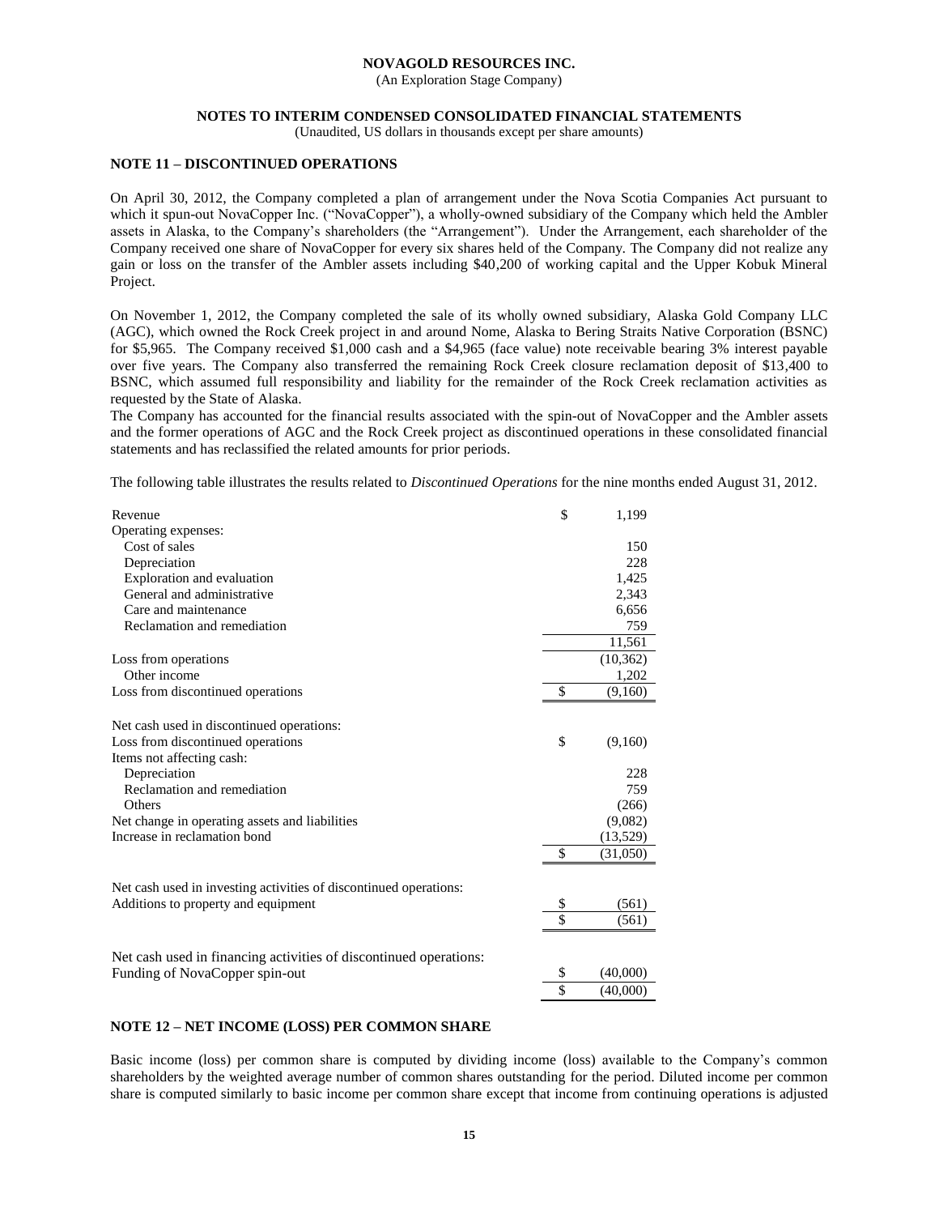**NOVAGOLD RESOURCES INC.**
(An Exploration Stage Company)

**NOTES TO INTERIM CONDENSED CONSOLIDATED FINANCIAL STATEMENTS**
(Unaudited, US dollars in thousands except per share amounts)

## NOTE 11 – DISCONTINUED OPERATIONS

On April 30, 2012, the Company completed a plan of arrangement under the Nova Scotia Companies Act pursuant to which it spun-out NovaCopper Inc. ("NovaCopper"), a wholly-owned subsidiary of the Company which held the Ambler assets in Alaska, to the Company's shareholders (the "Arrangement"). Under the Arrangement, each shareholder of the Company received one share of NovaCopper for every six shares held of the Company. The Company did not realize any gain or loss on the transfer of the Ambler assets including $40,200 of working capital and the Upper Kobuk Mineral Project.

On November 1, 2012, the Company completed the sale of its wholly owned subsidiary, Alaska Gold Company LLC (AGC), which owned the Rock Creek project in and around Nome, Alaska to Bering Straits Native Corporation (BSNC) for $5,965. The Company received $1,000 cash and a $4,965 (face value) note receivable bearing 3% interest payable over five years. The Company also transferred the remaining Rock Creek closure reclamation deposit of $13,400 to BSNC, which assumed full responsibility and liability for the remainder of the Rock Creek reclamation activities as requested by the State of Alaska.
The Company has accounted for the financial results associated with the spin-out of NovaCopper and the Ambler assets and the former operations of AGC and the Rock Creek project as discontinued operations in these consolidated financial statements and has reclassified the related amounts for prior periods.

The following table illustrates the results related to *Discontinued Operations* for the nine months ended August 31, 2012.

| | |
|---|---|
| Revenue | $ 1,199 |
| Operating expenses: | |
| Cost of sales | 150 |
| Depreciation | 228 |
| Exploration and evaluation | 1,425 |
| General and administrative | 2,343 |
| Care and maintenance | 6,656 |
| Reclamation and remediation | 759 |
| | 11,561 |
| Loss from operations | (10,362) |
| Other income | 1,202 |
| Loss from discontinued operations | $ (9,160) |
| | |
| Net cash used in discontinued operations: | |
| Loss from discontinued operations | $ (9,160) |
| Items not affecting cash: | |
| Depreciation | 228 |
| Reclamation and remediation | 759 |
| Others | (266) |
| Net change in operating assets and liabilities | (9,082) |
| Increase in reclamation bond | (13,529) |
| | $ (31,050) |
| | |
| Net cash used in investing activities of discontinued operations: | |
| Additions to property and equipment | $ (561) |
| | $ (561) |
| | |
| Net cash used in financing activities of discontinued operations: | |
| Funding of NovaCopper spin-out | $ (40,000) |
| | $ (40,000) |

## NOTE 12 – NET INCOME (LOSS) PER COMMON SHARE

Basic income (loss) per common share is computed by dividing income (loss) available to the Company's common shareholders by the weighted average number of common shares outstanding for the period. Diluted income per common share is computed similarly to basic income per common share except that income from continuing operations is adjusted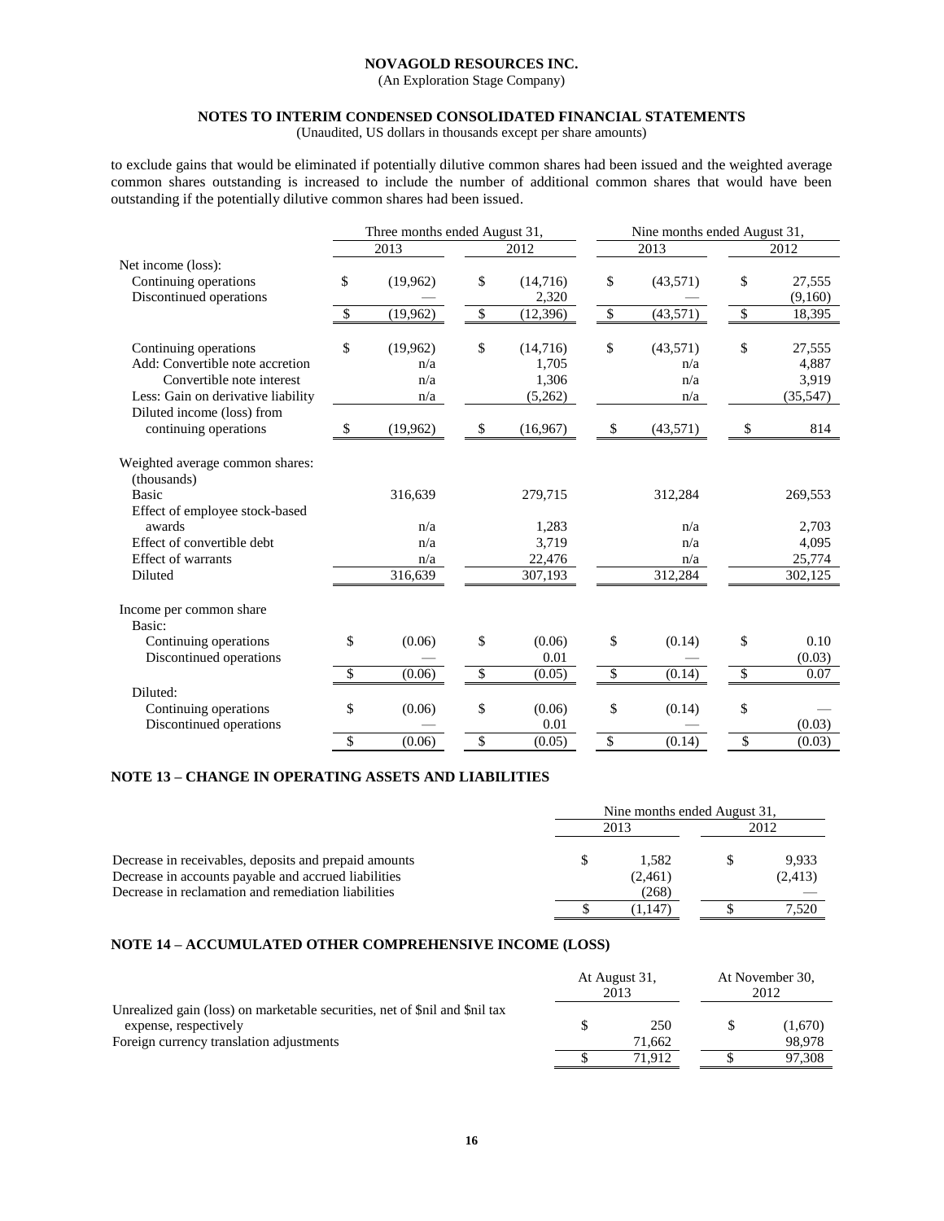to exclude gains that would be eliminated if potentially dilutive common shares had been issued and the weighted average common shares outstanding is increased to include the number of additional common shares that would have been outstanding if the potentially dilutive common shares had been issued.

| | Three months ended August 31, | | Nine months ended August 31, | |
|---|---|---|---|---|
| | 2013 | 2012 | 2013 | 2012 |
| Net income (loss): | | | | |
| Continuing operations | $ (19,962) | $ (14,716) | $ (43,571) | $ 27,555 |
| Discontinued operations | — | 2,320 | — | (9,160) |
| | $ (19,962) | $ (12,396) | $ (43,571) | $ 18,395 |
| Continuing operations | $ (19,962) | $ (14,716) | $ (43,571) | $ 27,555 |
| Add: Convertible note accretion | n/a | 1,705 | n/a | 4,887 |
| Convertible note interest | n/a | 1,306 | n/a | 3,919 |
| Less: Gain on derivative liability | n/a | (5,262) | n/a | (35,547) |
| Diluted income (loss) from continuing operations | $ (19,962) | $ (16,967) | $ (43,571) | $ 814 |
| Weighted average common shares: (thousands) | | | | |
| Basic | 316,639 | 279,715 | 312,284 | 269,553 |
| Effect of employee stock-based awards | n/a | 1,283 | n/a | 2,703 |
| Effect of convertible debt | n/a | 3,719 | n/a | 4,095 |
| Effect of warrants | n/a | 22,476 | n/a | 25,774 |
| Diluted | 316,639 | 307,193 | 312,284 | 302,125 |
| Income per common share | | | | |
| Basic: | | | | |
| Continuing operations | $ (0.06) | $ (0.06) | $ (0.14) | $ 0.10 |
| Discontinued operations | — | 0.01 | — | (0.03) |
| | $ (0.06) | $ (0.05) | $ (0.14) | $ 0.07 |
| Diluted: | | | | |
| Continuing operations | $ (0.06) | $ (0.06) | $ (0.14) | $ — |
| Discontinued operations | — | 0.01 | — | (0.03) |
| | $ (0.06) | $ (0.05) | $ (0.14) | $ (0.03) |

## NOTE 13 – CHANGE IN OPERATING ASSETS AND LIABILITIES

| | Nine months ended August 31, | |
|---|---|---|
| | 2013 | 2012 |
| Decrease in receivables, deposits and prepaid amounts | $ 1,582 | $ 9,933 |
| Decrease in accounts payable and accrued liabilities | (2,461) | (2,413) |
| Decrease in reclamation and remediation liabilities | (268) | — |
| | $ (1,147) | $ 7,520 |

## NOTE 14 – ACCUMULATED OTHER COMPREHENSIVE INCOME (LOSS)

| | At August 31, 2013 | At November 30, 2012 |
|---|---|---|
| Unrealized gain (loss) on marketable securities, net of $nil and $nil tax expense, respectively | $ 250 | $ (1,670) |
| Foreign currency translation adjustments | 71,662 | 98,978 |
| | $ 71,912 | $ 97,308 |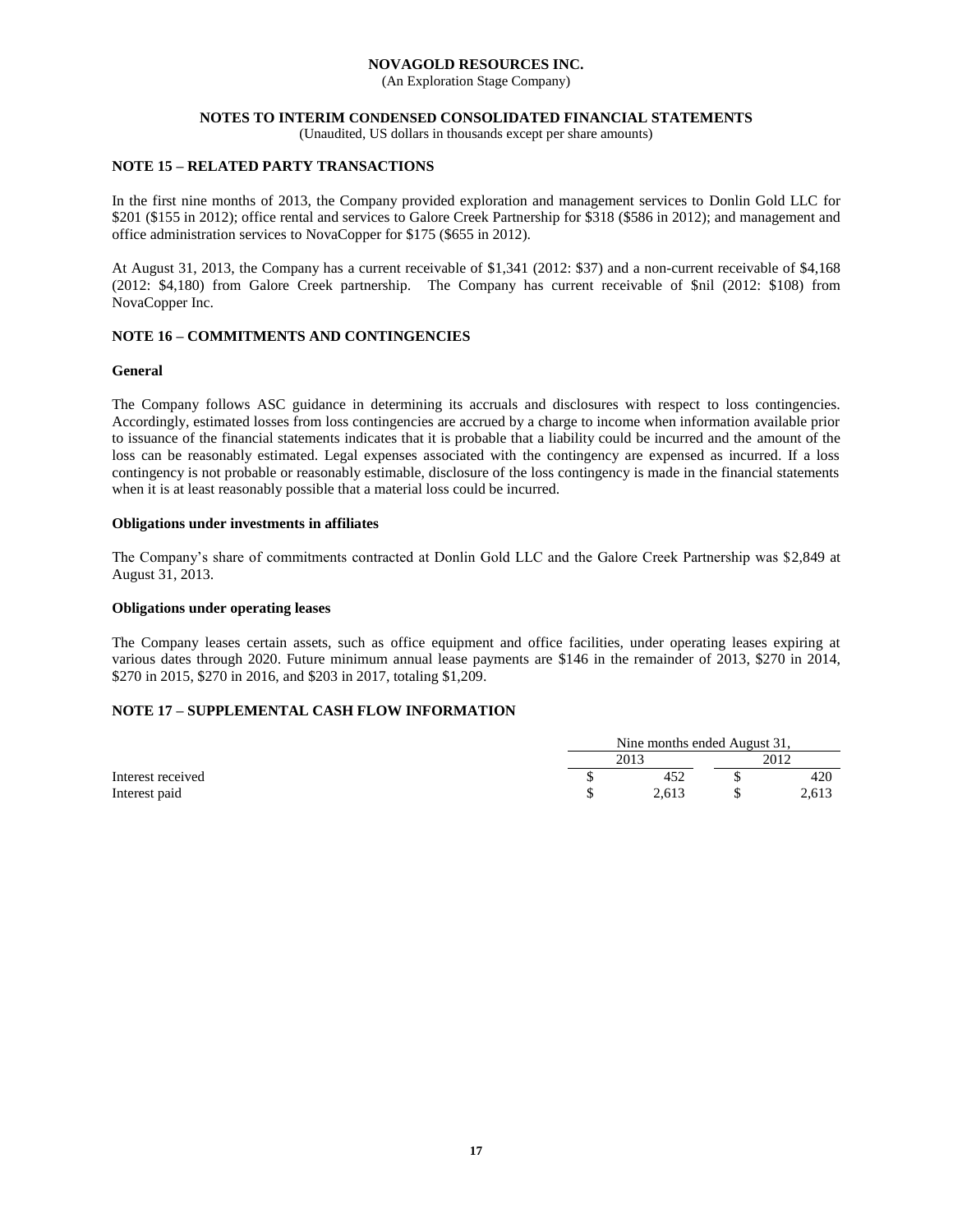**NOVAGOLD RESOURCES INC.**
(An Exploration Stage Company)

**NOTES TO INTERIM CONDENSED CONSOLIDATED FINANCIAL STATEMENTS**
(Unaudited, US dollars in thousands except per share amounts)

## NOTE 15 – RELATED PARTY TRANSACTIONS

In the first nine months of 2013, the Company provided exploration and management services to Donlin Gold LLC for $201 ($155 in 2012); office rental and services to Galore Creek Partnership for $318 ($586 in 2012); and management and office administration services to NovaCopper for $175 ($655 in 2012).

At August 31, 2013, the Company has a current receivable of $1,341 (2012: $37) and a non-current receivable of $4,168 (2012: $4,180) from Galore Creek partnership. The Company has current receivable of $nil (2012: $108) from NovaCopper Inc.

## NOTE 16 – COMMITMENTS AND CONTINGENCIES

### General

The Company follows ASC guidance in determining its accruals and disclosures with respect to loss contingencies. Accordingly, estimated losses from loss contingencies are accrued by a charge to income when information available prior to issuance of the financial statements indicates that it is probable that a liability could be incurred and the amount of the loss can be reasonably estimated. Legal expenses associated with the contingency are expensed as incurred. If a loss contingency is not probable or reasonably estimable, disclosure of the loss contingency is made in the financial statements when it is at least reasonably possible that a material loss could be incurred.

### Obligations under investments in affiliates

The Company's share of commitments contracted at Donlin Gold LLC and the Galore Creek Partnership was $2,849 at August 31, 2013.

### Obligations under operating leases

The Company leases certain assets, such as office equipment and office facilities, under operating leases expiring at various dates through 2020. Future minimum annual lease payments are $146 in the remainder of 2013, $270 in 2014, $270 in 2015, $270 in 2016, and $203 in 2017, totaling $1,209.

## NOTE 17 – SUPPLEMENTAL CASH FLOW INFORMATION

| | Nine months ended August 31, | |
|---|---|---|
| | 2013 | 2012 |
| Interest received | $ 452 | $ 420 |
| Interest paid | $ 2,613 | $ 2,613 |